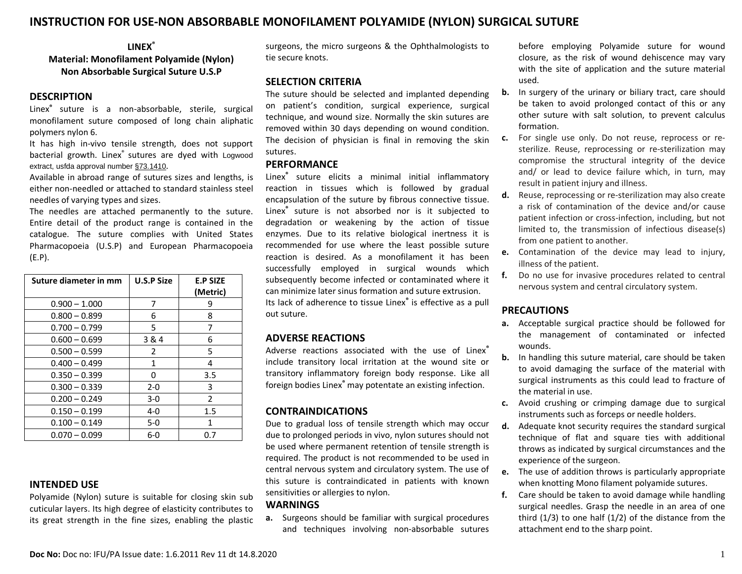# INSTRUCTION FOR USE-NON ABSORBABLE MONOFILAMENT POLYAMIDE (NYLON) SURGICAL SUTURE

**LINEX®**
**Material: Monofilament Polyamide (Nylon)**
**Non Absorbable Surgical Suture U.S.P**

## DESCRIPTION

Linex® suture is a non-absorbable, sterile, surgical monofilament suture composed of long chain aliphatic polymers nylon 6.

It has high in-vivo tensile strength, does not support bacterial growth. Linex® sutures are dyed with Logwood extract, usfda approval number §73.1410.

Available in abroad range of sutures sizes and lengths, is either non-needled or attached to standard stainless steel needles of varying types and sizes.

The needles are attached permanently to the suture. Entire detail of the product range is contained in the catalogue. The suture complies with United States Pharmacopoeia (U.S.P) and European Pharmacopoeia (E.P).

| Suture diameter in mm | U.S.P Size | E.P SIZE (Metric) |
|---|---|---|
| 0.900 – 1.000 | 7 | 9 |
| 0.800 – 0.899 | 6 | 8 |
| 0.700 – 0.799 | 5 | 7 |
| 0.600 – 0.699 | 3 & 4 | 6 |
| 0.500 – 0.599 | 2 | 5 |
| 0.400 – 0.499 | 1 | 4 |
| 0.350 – 0.399 | 0 | 3.5 |
| 0.300 – 0.339 | 2-0 | 3 |
| 0.200 – 0.249 | 3-0 | 2 |
| 0.150 – 0.199 | 4-0 | 1.5 |
| 0.100 – 0.149 | 5-0 | 1 |
| 0.070 – 0.099 | 6-0 | 0.7 |

## INTENDED USE

Polyamide (Nylon) suture is suitable for closing skin sub cuticular layers. Its high degree of elasticity contributes to its great strength in the fine sizes, enabling the plastic surgeons, the micro surgeons & the Ophthalmologists to tie secure knots.

## SELECTION CRITERIA

The suture should be selected and implanted depending on patient's condition, surgical experience, surgical technique, and wound size. Normally the skin sutures are removed within 30 days depending on wound condition. The decision of physician is final in removing the skin sutures.

## PERFORMANCE

Linex® suture elicits a minimal initial inflammatory reaction in tissues which is followed by gradual encapsulation of the suture by fibrous connective tissue. Linex® suture is not absorbed nor is it subjected to degradation or weakening by the action of tissue enzymes. Due to its relative biological inertness it is recommended for use where the least possible suture reaction is desired. As a monofilament it has been successfully employed in surgical wounds which subsequently become infected or contaminated where it can minimize later sinus formation and suture extrusion.
Its lack of adherence to tissue Linex® is effective as a pull out suture.

## ADVERSE REACTIONS

Adverse reactions associated with the use of Linex® include transitory local irritation at the wound site or transitory inflammatory foreign body response. Like all foreign bodies Linex® may potentate an existing infection.

## CONTRAINDICATIONS

Due to gradual loss of tensile strength which may occur due to prolonged periods in vivo, nylon sutures should not be used where permanent retention of tensile strength is required. The product is not recommended to be used in central nervous system and circulatory system. The use of this suture is contraindicated in patients with known sensitivities or allergies to nylon.

## WARNINGS

**a.** Surgeons should be familiar with surgical procedures and techniques involving non-absorbable sutures before employing Polyamide suture for wound closure, as the risk of wound dehiscence may vary with the site of application and the suture material used.

**b.** In surgery of the urinary or biliary tract, care should be taken to avoid prolonged contact of this or any other suture with salt solution, to prevent calculus formation.

**c.** For single use only. Do not reuse, reprocess or re-sterilize. Reuse, reprocessing or re-sterilization may compromise the structural integrity of the device and/ or lead to device failure which, in turn, may result in patient injury and illness.

**d.** Reuse, reprocessing or re-sterilization may also create a risk of contamination of the device and/or cause patient infection or cross-infection, including, but not limited to, the transmission of infectious disease(s) from one patient to another.

**e.** Contamination of the device may lead to injury, illness of the patient.

**f.** Do no use for invasive procedures related to central nervous system and central circulatory system.

## PRECAUTIONS

**a.** Acceptable surgical practice should be followed for the management of contaminated or infected wounds.

**b.** In handling this suture material, care should be taken to avoid damaging the surface of the material with surgical instruments as this could lead to fracture of the material in use.

**c.** Avoid crushing or crimping damage due to surgical instruments such as forceps or needle holders.

**d.** Adequate knot security requires the standard surgical technique of flat and square ties with additional throws as indicated by surgical circumstances and the experience of the surgeon.

**e.** The use of addition throws is particularly appropriate when knotting Mono filament polyamide sutures.

**f.** Care should be taken to avoid damage while handling surgical needles. Grasp the needle in an area of one third (1/3) to one half (1/2) of the distance from the attachment end to the sharp point.

**Doc No:** Doc no: IFU/PA Issue date: 1.6.2011 Rev 11 dt 14.8.2020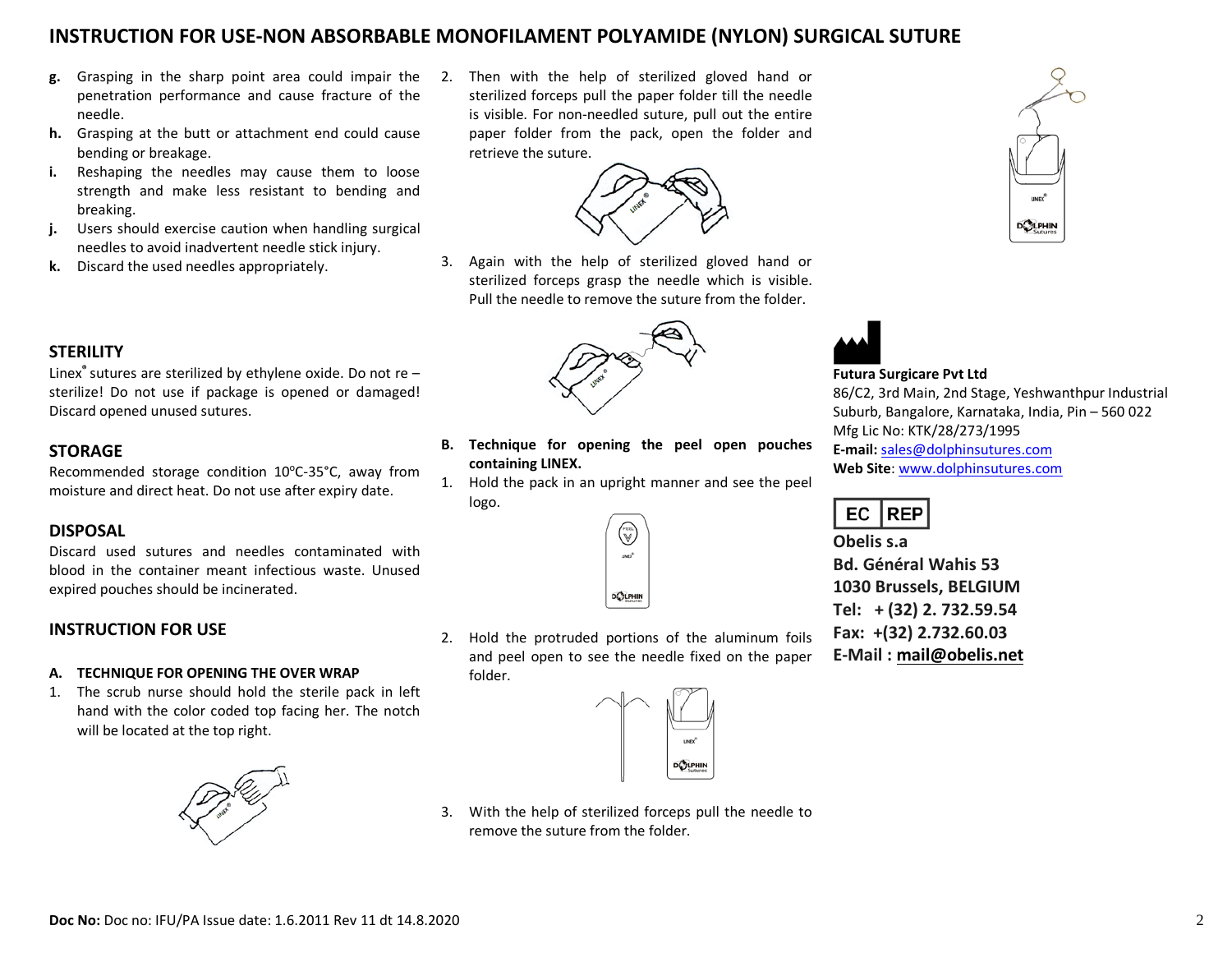**g.** Grasping in the sharp point area could impair the penetration performance and cause fracture of the needle.

**h.** Grasping at the butt or attachment end could cause bending or breakage.

**i.** Reshaping the needles may cause them to loose strength and make less resistant to bending and breaking.

**j.** Users should exercise caution when handling surgical needles to avoid inadvertent needle stick injury.

**k.** Discard the used needles appropriately.

## STERILITY

Linex® sutures are sterilized by ethylene oxide. Do not re – sterilize! Do not use if package is opened or damaged! Discard opened unused sutures.

## STORAGE

Recommended storage condition 10°C-35°C, away from moisture and direct heat. Do not use after expiry date.

## DISPOSAL

Discard used sutures and needles contaminated with blood in the container meant infectious waste. Unused expired pouches should be incinerated.

## INSTRUCTION FOR USE

**A. TECHNIQUE FOR OPENING THE OVER WRAP**

1. The scrub nurse should hold the sterile pack in left hand with the color coded top facing her. The notch will be located at the top right.
2. Then with the help of sterilized gloved hand or sterilized forceps pull the paper folder till the needle is visible. For non-needled suture, pull out the entire paper folder from the pack, open the folder and retrieve the suture.
3. Again with the help of sterilized gloved hand or sterilized forceps grasp the needle which is visible. Pull the needle to remove the suture from the folder.

**B. Technique for opening the peel open pouches containing LINEX.**

1. Hold the pack in an upright manner and see the peel logo.
2. Hold the protruded portions of the aluminum foils and peel open to see the needle fixed on the paper folder.
3. With the help of sterilized forceps pull the needle to remove the suture from the folder.

**Futura Surgicare Pvt Ltd**
86/C2, 3rd Main, 2nd Stage, Yeshwanthpur Industrial Suburb, Bangalore, Karnataka, India, Pin – 560 022
Mfg Lic No: KTK/28/273/1995
**E-mail:** sales@dolphinsutures.com
**Web Site**: www.dolphinsutures.com

EC REP

**Obelis s.a**
**Bd. Général Wahis 53**
**1030 Brussels, BELGIUM**
**Tel: + (32) 2. 732.59.54**
**Fax: +(32) 2.732.60.03**
**E-Mail : mail@obelis.net**

**Doc No:** Doc no: IFU/PA Issue date: 1.6.2011 Rev 11 dt 14.8.2020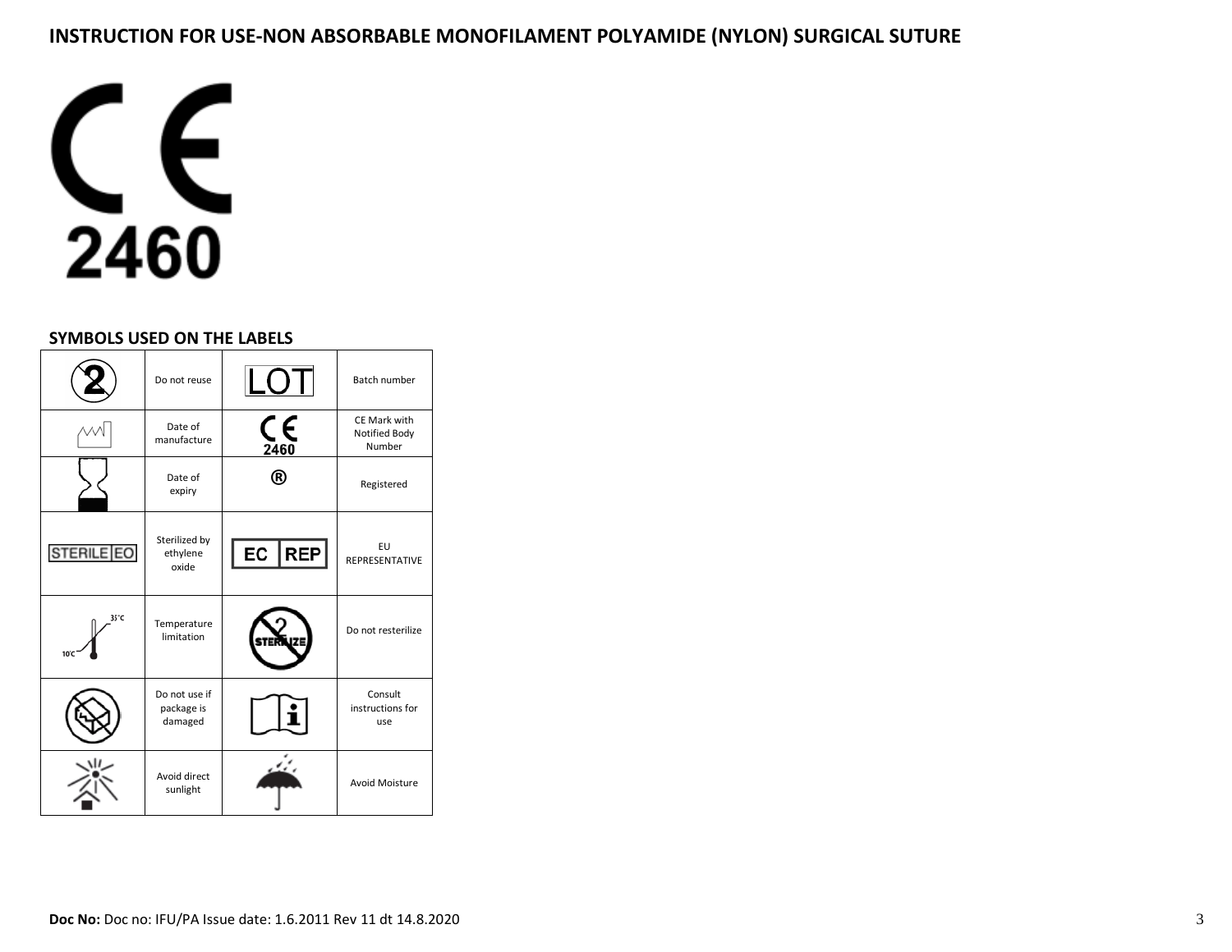# INSTRUCTION FOR USE-NON ABSORBABLE MONOFILAMENT POLYAMIDE (NYLON) SURGICAL SUTURE

CE
2460

**SYMBOLS USED ON THE LABELS**

| | | | |
|---|---|---|---|
| | Do not reuse | LOT | Batch number |
| | Date of manufacture | CE 2460 | CE Mark with Notified Body Number |
| | Date of expiry | ® | Registered |
| STERILE EO | Sterilized by ethylene oxide | EC REP | EU REPRESENTATIVE |
| 35°C 10°C | Temperature limitation | STERILIZE | Do not resterilize |
| | Do not use if package is damaged | | Consult instructions for use |
| | Avoid direct sunlight | | Avoid Moisture |

**Doc No:** Doc no: IFU/PA Issue date: 1.6.2011 Rev 11 dt 14.8.2020